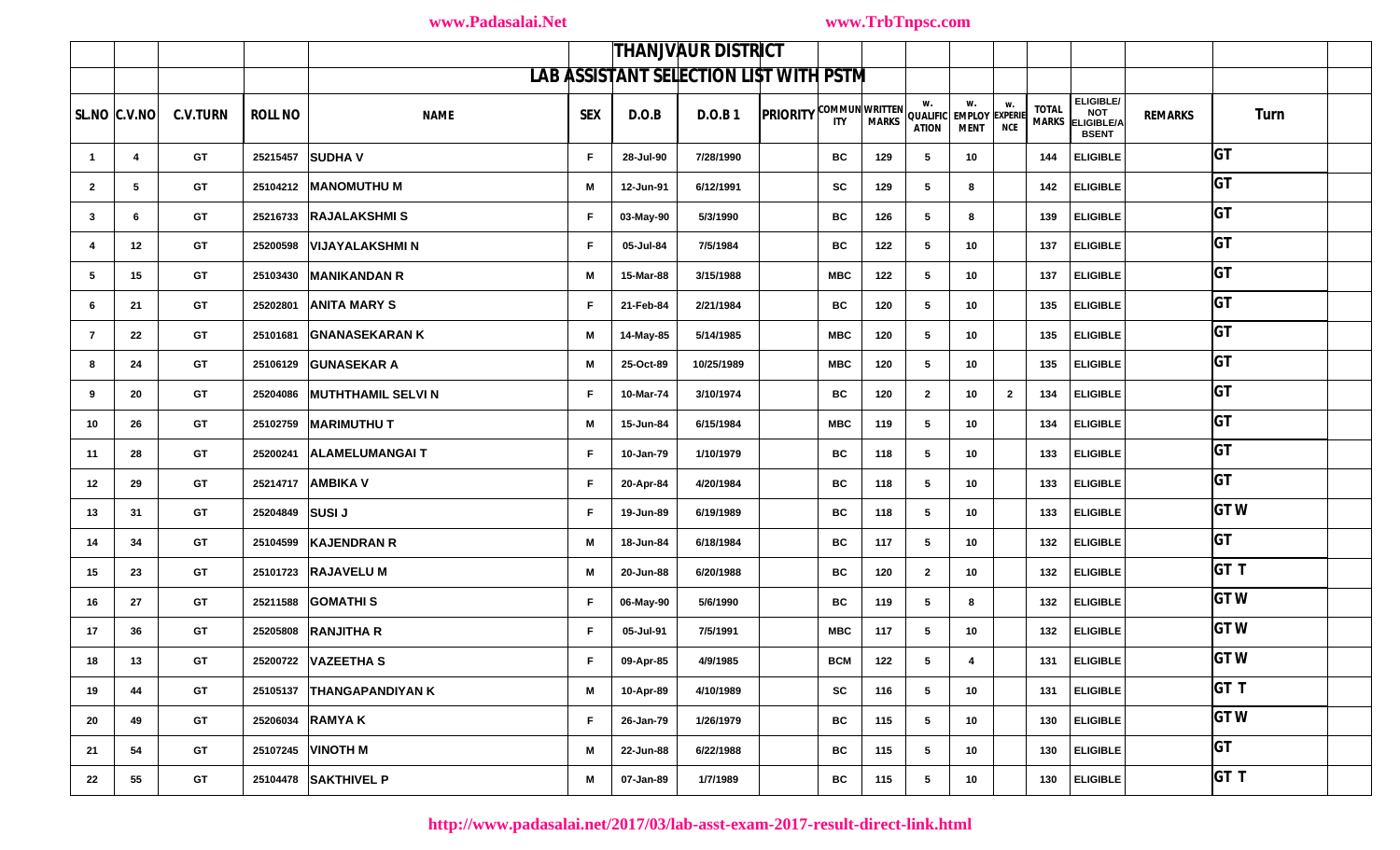# THANJVAUR DISTRICT

## LAB ASSISTANT SELECTION LIST WITH PSTM

| SL.NO | C.V.NO | C.V.TURN | ROLL NO | NAME | SEX | D.O.B | D.O.B 1 | PRIORITY | COMMUNITY | WRITTEN MARKS | W. QUALIFICATION | W. EMPLOYMENT | W. EXPERIENCE | TOTAL MARKS | ELIGIBLE/ NOT ELIGIBLE/ABSENT | REMARKS | Turn |
|---|---|---|---|---|---|---|---|---|---|---|---|---|---|---|---|---|---|
| 1 | 4 | GT | 25215457 | SUDHA V | F | 28-Jul-90 | 7/28/1990 | | BC | 129 | 5 | 10 | | 144 | ELIGIBLE | | GT |
| 2 | 5 | GT | 25104212 | MANOMUTHU M | M | 12-Jun-91 | 6/12/1991 | | SC | 129 | 5 | 8 | | 142 | ELIGIBLE | | GT |
| 3 | 6 | GT | 25216733 | RAJALAKSHMI S | F | 03-May-90 | 5/3/1990 | | BC | 126 | 5 | 8 | | 139 | ELIGIBLE | | GT |
| 4 | 12 | GT | 25200598 | VIJAYALAKSHMI N | F | 05-Jul-84 | 7/5/1984 | | BC | 122 | 5 | 10 | | 137 | ELIGIBLE | | GT |
| 5 | 15 | GT | 25103430 | MANIKANDAN R | M | 15-Mar-88 | 3/15/1988 | | MBC | 122 | 5 | 10 | | 137 | ELIGIBLE | | GT |
| 6 | 21 | GT | 25202801 | ANITA MARY S | F | 21-Feb-84 | 2/21/1984 | | BC | 120 | 5 | 10 | | 135 | ELIGIBLE | | GT |
| 7 | 22 | GT | 25101681 | GNANASEKARAN K | M | 14-May-85 | 5/14/1985 | | MBC | 120 | 5 | 10 | | 135 | ELIGIBLE | | GT |
| 8 | 24 | GT | 25106129 | GUNASEKAR A | M | 25-Oct-89 | 10/25/1989 | | MBC | 120 | 5 | 10 | | 135 | ELIGIBLE | | GT |
| 9 | 20 | GT | 25204086 | MUTHTHAMIL SELVI N | F | 10-Mar-74 | 3/10/1974 | | BC | 120 | 2 | 10 | 2 | 134 | ELIGIBLE | | GT |
| 10 | 26 | GT | 25102759 | MARIMUTHU T | M | 15-Jun-84 | 6/15/1984 | | MBC | 119 | 5 | 10 | | 134 | ELIGIBLE | | GT |
| 11 | 28 | GT | 25200241 | ALAMELUMANGAI T | F | 10-Jan-79 | 1/10/1979 | | BC | 118 | 5 | 10 | | 133 | ELIGIBLE | | GT |
| 12 | 29 | GT | 25214717 | AMBIKA V | F | 20-Apr-84 | 4/20/1984 | | BC | 118 | 5 | 10 | | 133 | ELIGIBLE | | GT |
| 13 | 31 | GT | 25204849 | SUSI J | F | 19-Jun-89 | 6/19/1989 | | BC | 118 | 5 | 10 | | 133 | ELIGIBLE | | GT W |
| 14 | 34 | GT | 25104599 | KAJENDRAN R | M | 18-Jun-84 | 6/18/1984 | | BC | 117 | 5 | 10 | | 132 | ELIGIBLE | | GT |
| 15 | 23 | GT | 25101723 | RAJAVELU M | M | 20-Jun-88 | 6/20/1988 | | BC | 120 | 2 | 10 | | 132 | ELIGIBLE | | GT T |
| 16 | 27 | GT | 25211588 | GOMATHI S | F | 06-May-90 | 5/6/1990 | | BC | 119 | 5 | 8 | | 132 | ELIGIBLE | | GT W |
| 17 | 36 | GT | 25205808 | RANJITHA R | F | 05-Jul-91 | 7/5/1991 | | MBC | 117 | 5 | 10 | | 132 | ELIGIBLE | | GT W |
| 18 | 13 | GT | 25200722 | VAZEETHA S | F | 09-Apr-85 | 4/9/1985 | | BCM | 122 | 5 | 4 | | 131 | ELIGIBLE | | GT W |
| 19 | 44 | GT | 25105137 | THANGAPANDIYAN K | M | 10-Apr-89 | 4/10/1989 | | SC | 116 | 5 | 10 | | 131 | ELIGIBLE | | GT T |
| 20 | 49 | GT | 25206034 | RAMYA K | F | 26-Jan-79 | 1/26/1979 | | BC | 115 | 5 | 10 | | 130 | ELIGIBLE | | GT W |
| 21 | 54 | GT | 25107245 | VINOTH M | M | 22-Jun-88 | 6/22/1988 | | BC | 115 | 5 | 10 | | 130 | ELIGIBLE | | GT |
| 22 | 55 | GT | 25104478 | SAKTHIVEL P | M | 07-Jan-89 | 1/7/1989 | | BC | 115 | 5 | 10 | | 130 | ELIGIBLE | | GT T |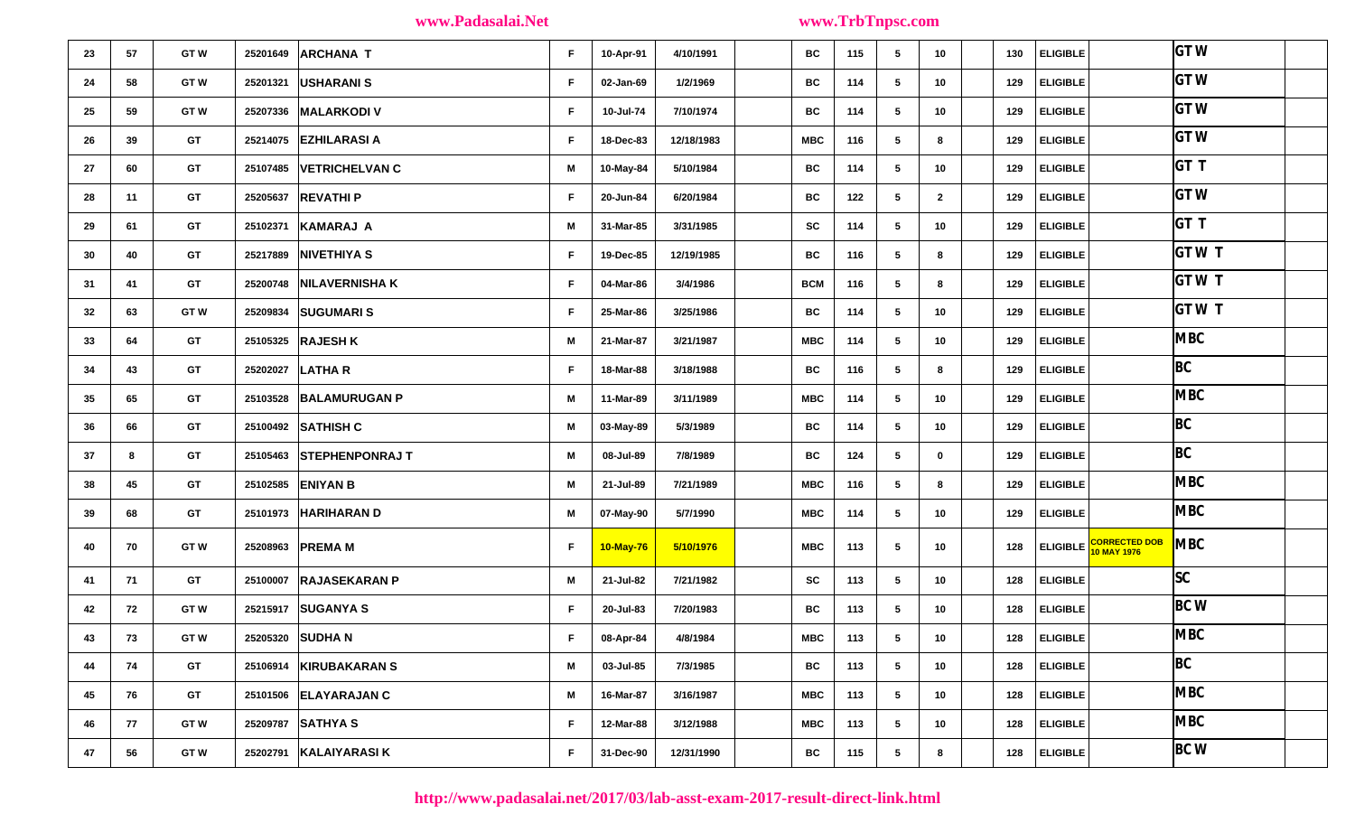| | | | | | | | | | | | | | | | | | | |
|---|---|---|---|---|---|---|---|---|---|---|---|---|---|---|---|---|---|---|
| 23 | 57 | GT W | 25201649 | ARCHANA T | F | 10-Apr-91 | 4/10/1991 | | BC | 115 | 5 | 10 | | 130 | ELIGIBLE | | GT W | |
| 24 | 58 | GT W | 25201321 | USHARANI S | F | 02-Jan-69 | 1/2/1969 | | BC | 114 | 5 | 10 | | 129 | ELIGIBLE | | GT W | |
| 25 | 59 | GT W | 25207336 | MALARKODI V | F | 10-Jul-74 | 7/10/1974 | | BC | 114 | 5 | 10 | | 129 | ELIGIBLE | | GT W | |
| 26 | 39 | GT | 25214075 | EZHILARASI A | F | 18-Dec-83 | 12/18/1983 | | MBC | 116 | 5 | 8 | | 129 | ELIGIBLE | | GT W | |
| 27 | 60 | GT | 25107485 | VETRICHELVAN C | M | 10-May-84 | 5/10/1984 | | BC | 114 | 5 | 10 | | 129 | ELIGIBLE | | GT T | |
| 28 | 11 | GT | 25205637 | REVATHI P | F | 20-Jun-84 | 6/20/1984 | | BC | 122 | 5 | 2 | | 129 | ELIGIBLE | | GT W | |
| 29 | 61 | GT | 25102371 | KAMARAJ A | M | 31-Mar-85 | 3/31/1985 | | SC | 114 | 5 | 10 | | 129 | ELIGIBLE | | GT T | |
| 30 | 40 | GT | 25217889 | NIVETHIYA S | F | 19-Dec-85 | 12/19/1985 | | BC | 116 | 5 | 8 | | 129 | ELIGIBLE | | GT W T | |
| 31 | 41 | GT | 25200748 | NILAVERNISHA K | F | 04-Mar-86 | 3/4/1986 | | BCM | 116 | 5 | 8 | | 129 | ELIGIBLE | | GT W T | |
| 32 | 63 | GT W | 25209834 | SUGUMARI S | F | 25-Mar-86 | 3/25/1986 | | BC | 114 | 5 | 10 | | 129 | ELIGIBLE | | GT W T | |
| 33 | 64 | GT | 25105325 | RAJESH K | M | 21-Mar-87 | 3/21/1987 | | MBC | 114 | 5 | 10 | | 129 | ELIGIBLE | | MBC | |
| 34 | 43 | GT | 25202027 | LATHA R | F | 18-Mar-88 | 3/18/1988 | | BC | 116 | 5 | 8 | | 129 | ELIGIBLE | | BC | |
| 35 | 65 | GT | 25103528 | BALAMURUGAN P | M | 11-Mar-89 | 3/11/1989 | | MBC | 114 | 5 | 10 | | 129 | ELIGIBLE | | MBC | |
| 36 | 66 | GT | 25100492 | SATHISH C | M | 03-May-89 | 5/3/1989 | | BC | 114 | 5 | 10 | | 129 | ELIGIBLE | | BC | |
| 37 | 8 | GT | 25105463 | STEPHENPONRAJ T | M | 08-Jul-89 | 7/8/1989 | | BC | 124 | 5 | 0 | | 129 | ELIGIBLE | | BC | |
| 38 | 45 | GT | 25102585 | ENIYAN B | M | 21-Jul-89 | 7/21/1989 | | MBC | 116 | 5 | 8 | | 129 | ELIGIBLE | | MBC | |
| 39 | 68 | GT | 25101973 | HARIHARAN D | M | 07-May-90 | 5/7/1990 | | MBC | 114 | 5 | 10 | | 129 | ELIGIBLE | | MBC | |
| 40 | 70 | GT W | 25208963 | PREMA M | F | 10-May-76 | 5/10/1976 | | MBC | 113 | 5 | 10 | | 128 | ELIGIBLE | CORRECTED DOB 10 MAY 1976 | MBC | |
| 41 | 71 | GT | 25100007 | RAJASEKARAN P | M | 21-Jul-82 | 7/21/1982 | | SC | 113 | 5 | 10 | | 128 | ELIGIBLE | | SC | |
| 42 | 72 | GT W | 25215917 | SUGANYA S | F | 20-Jul-83 | 7/20/1983 | | BC | 113 | 5 | 10 | | 128 | ELIGIBLE | | BC W | |
| 43 | 73 | GT W | 25205320 | SUDHA N | F | 08-Apr-84 | 4/8/1984 | | MBC | 113 | 5 | 10 | | 128 | ELIGIBLE | | MBC | |
| 44 | 74 | GT | 25106914 | KIRUBAKARAN S | M | 03-Jul-85 | 7/3/1985 | | BC | 113 | 5 | 10 | | 128 | ELIGIBLE | | BC | |
| 45 | 76 | GT | 25101506 | ELAYARAJAN C | M | 16-Mar-87 | 3/16/1987 | | MBC | 113 | 5 | 10 | | 128 | ELIGIBLE | | MBC | |
| 46 | 77 | GT W | 25209787 | SATHYA S | F | 12-Mar-88 | 3/12/1988 | | MBC | 113 | 5 | 10 | | 128 | ELIGIBLE | | MBC | |
| 47 | 56 | GT W | 25202791 | KALAIYARASI K | F | 31-Dec-90 | 12/31/1990 | | BC | 115 | 5 | 8 | | 128 | ELIGIBLE | | BC W | |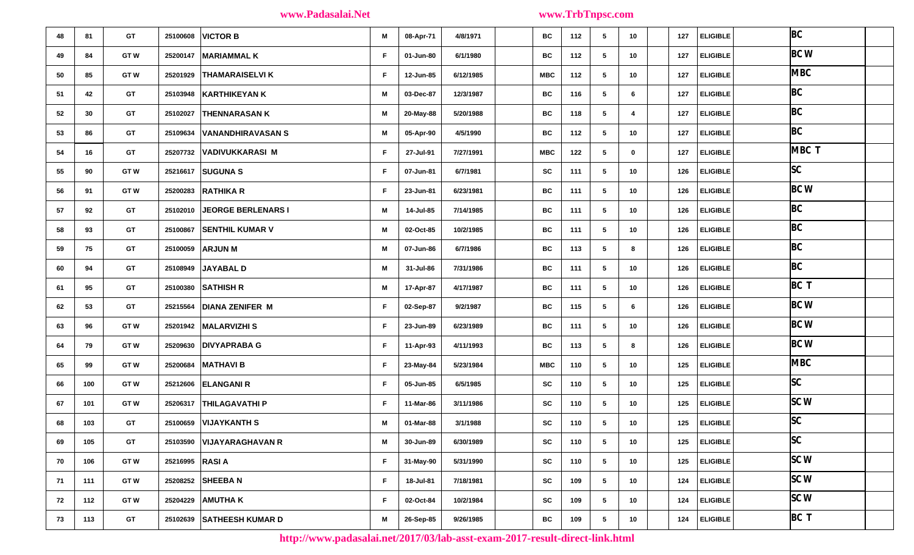| | | | | | | | | | | | | | | | | | | |
|---|---|---|---|---|---|---|---|---|---|---|---|---|---|---|---|---|---|---|
| 48 | 81 | GT | 25100608 | VICTOR B | M | 08-Apr-71 | 4/8/1971 | | BC | 112 | 5 | 10 | | 127 | ELIGIBLE | | BC | |
| 49 | 84 | GT W | 25200147 | MARIAMMAL K | F | 01-Jun-80 | 6/1/1980 | | BC | 112 | 5 | 10 | | 127 | ELIGIBLE | | BC W | |
| 50 | 85 | GT W | 25201929 | THAMARAISELVI K | F | 12-Jun-85 | 6/12/1985 | | MBC | 112 | 5 | 10 | | 127 | ELIGIBLE | | MBC | |
| 51 | 42 | GT | 25103948 | KARTHIKEYAN K | M | 03-Dec-87 | 12/3/1987 | | BC | 116 | 5 | 6 | | 127 | ELIGIBLE | | BC | |
| 52 | 30 | GT | 25102027 | THENNARASAN K | M | 20-May-88 | 5/20/1988 | | BC | 118 | 5 | 4 | | 127 | ELIGIBLE | | BC | |
| 53 | 86 | GT | 25109634 | VANANDHIRAVASAN S | M | 05-Apr-90 | 4/5/1990 | | BC | 112 | 5 | 10 | | 127 | ELIGIBLE | | BC | |
| 54 | 16 | GT | 25207732 | VADIVUKKARASI M | F | 27-Jul-91 | 7/27/1991 | | MBC | 122 | 5 | 0 | | 127 | ELIGIBLE | | MBC T | |
| 55 | 90 | GT W | 25216617 | SUGUNA S | F | 07-Jun-81 | 6/7/1981 | | SC | 111 | 5 | 10 | | 126 | ELIGIBLE | | SC | |
| 56 | 91 | GT W | 25200283 | RATHIKA R | F | 23-Jun-81 | 6/23/1981 | | BC | 111 | 5 | 10 | | 126 | ELIGIBLE | | BC W | |
| 57 | 92 | GT | 25102010 | JEORGE BERLENARS I | M | 14-Jul-85 | 7/14/1985 | | BC | 111 | 5 | 10 | | 126 | ELIGIBLE | | BC | |
| 58 | 93 | GT | 25100867 | SENTHIL KUMAR V | M | 02-Oct-85 | 10/2/1985 | | BC | 111 | 5 | 10 | | 126 | ELIGIBLE | | BC | |
| 59 | 75 | GT | 25100059 | ARJUN M | M | 07-Jun-86 | 6/7/1986 | | BC | 113 | 5 | 8 | | 126 | ELIGIBLE | | BC | |
| 60 | 94 | GT | 25108949 | JAYABAL D | M | 31-Jul-86 | 7/31/1986 | | BC | 111 | 5 | 10 | | 126 | ELIGIBLE | | BC | |
| 61 | 95 | GT | 25100380 | SATHISH R | M | 17-Apr-87 | 4/17/1987 | | BC | 111 | 5 | 10 | | 126 | ELIGIBLE | | BC T | |
| 62 | 53 | GT | 25215564 | DIANA ZENIFER M | F | 02-Sep-87 | 9/2/1987 | | BC | 115 | 5 | 6 | | 126 | ELIGIBLE | | BC W | |
| 63 | 96 | GT W | 25201942 | MALARVIZHI S | F | 23-Jun-89 | 6/23/1989 | | BC | 111 | 5 | 10 | | 126 | ELIGIBLE | | BC W | |
| 64 | 79 | GT W | 25209630 | DIVYAPRABA G | F | 11-Apr-93 | 4/11/1993 | | BC | 113 | 5 | 8 | | 126 | ELIGIBLE | | BC W | |
| 65 | 99 | GT W | 25200684 | MATHAVI B | F | 23-May-84 | 5/23/1984 | | MBC | 110 | 5 | 10 | | 125 | ELIGIBLE | | MBC | |
| 66 | 100 | GT W | 25212606 | ELANGANI R | F | 05-Jun-85 | 6/5/1985 | | SC | 110 | 5 | 10 | | 125 | ELIGIBLE | | SC | |
| 67 | 101 | GT W | 25206317 | THILAGAVATHI P | F | 11-Mar-86 | 3/11/1986 | | SC | 110 | 5 | 10 | | 125 | ELIGIBLE | | SC W | |
| 68 | 103 | GT | 25100659 | VIJAYKANTH S | M | 01-Mar-88 | 3/1/1988 | | SC | 110 | 5 | 10 | | 125 | ELIGIBLE | | SC | |
| 69 | 105 | GT | 25103590 | VIJAYARAGHAVAN R | M | 30-Jun-89 | 6/30/1989 | | SC | 110 | 5 | 10 | | 125 | ELIGIBLE | | SC | |
| 70 | 106 | GT W | 25216995 | RASI A | F | 31-May-90 | 5/31/1990 | | SC | 110 | 5 | 10 | | 125 | ELIGIBLE | | SC W | |
| 71 | 111 | GT W | 25208252 | SHEEBA N | F | 18-Jul-81 | 7/18/1981 | | SC | 109 | 5 | 10 | | 124 | ELIGIBLE | | SC W | |
| 72 | 112 | GT W | 25204229 | AMUTHA K | F | 02-Oct-84 | 10/2/1984 | | SC | 109 | 5 | 10 | | 124 | ELIGIBLE | | SC W | |
| 73 | 113 | GT | 25102639 | SATHEESH KUMAR D | M | 26-Sep-85 | 9/26/1985 | | BC | 109 | 5 | 10 | | 124 | ELIGIBLE | | BC T | |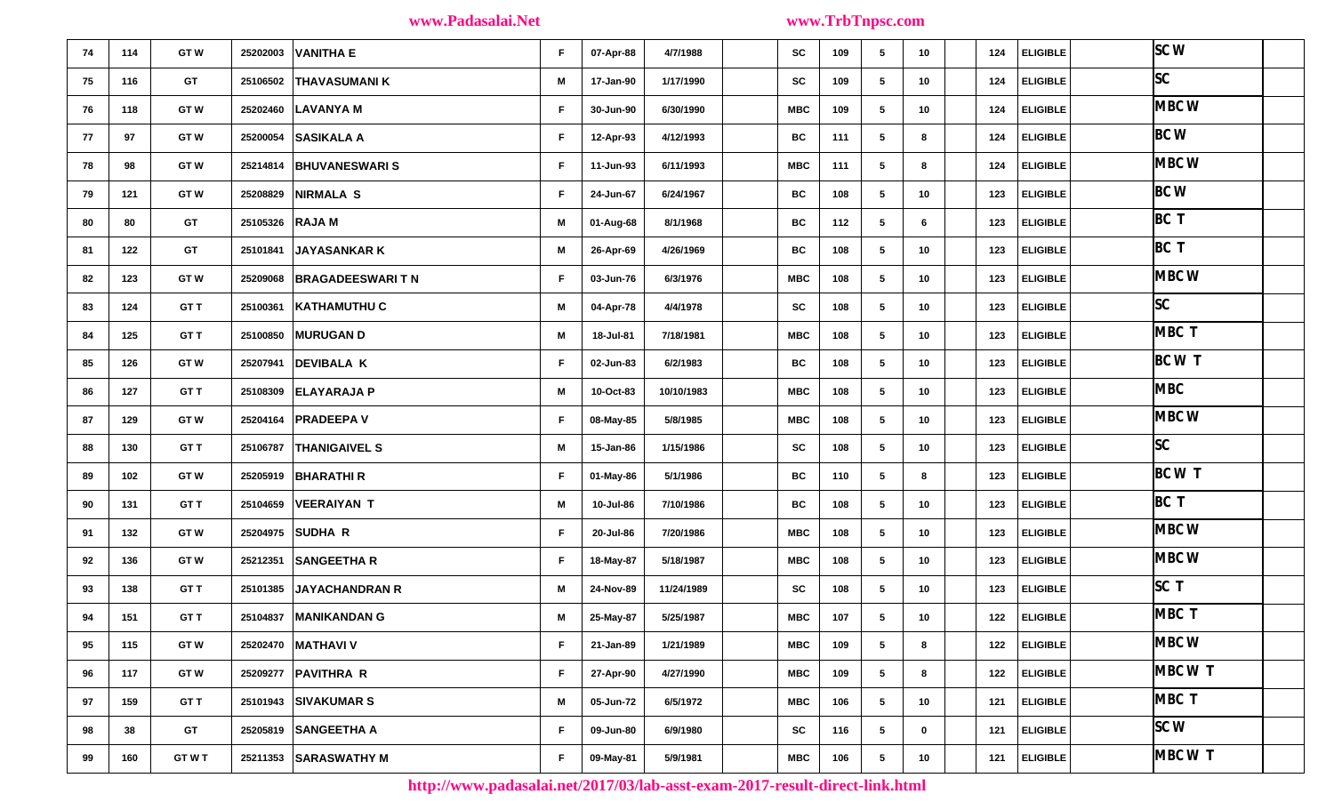| 74 | 114 | GT W | 25202003 | VANITHA E | F | 07-Apr-88 | 4/7/1988 | | SC | 109 | 5 | 10 | | 124 | ELIGIBLE | | SC W | |
|---|---|---|---|---|---|---|---|---|---|---|---|---|---|---|---|---|---|---|
| 75 | 116 | GT | 25106502 | THAVASUMANI K | M | 17-Jan-90 | 1/17/1990 | | SC | 109 | 5 | 10 | | 124 | ELIGIBLE | | SC | |
| 76 | 118 | GT W | 25202460 | LAVANYA M | F | 30-Jun-90 | 6/30/1990 | | MBC | 109 | 5 | 10 | | 124 | ELIGIBLE | | MBC W | |
| 77 | 97 | GT W | 25200054 | SASIKALA A | F | 12-Apr-93 | 4/12/1993 | | BC | 111 | 5 | 8 | | 124 | ELIGIBLE | | BC W | |
| 78 | 98 | GT W | 25214814 | BHUVANESWARI S | F | 11-Jun-93 | 6/11/1993 | | MBC | 111 | 5 | 8 | | 124 | ELIGIBLE | | MBC W | |
| 79 | 121 | GT W | 25208829 | NIRMALA S | F | 24-Jun-67 | 6/24/1967 | | BC | 108 | 5 | 10 | | 123 | ELIGIBLE | | BC W | |
| 80 | 80 | GT | 25105326 | RAJA M | M | 01-Aug-68 | 8/1/1968 | | BC | 112 | 5 | 6 | | 123 | ELIGIBLE | | BC T | |
| 81 | 122 | GT | 25101841 | JAYASANKAR K | M | 26-Apr-69 | 4/26/1969 | | BC | 108 | 5 | 10 | | 123 | ELIGIBLE | | BC T | |
| 82 | 123 | GT W | 25209068 | BRAGADEESWARI T N | F | 03-Jun-76 | 6/3/1976 | | MBC | 108 | 5 | 10 | | 123 | ELIGIBLE | | MBC W | |
| 83 | 124 | GT T | 25100361 | KATHAMUTHU C | M | 04-Apr-78 | 4/4/1978 | | SC | 108 | 5 | 10 | | 123 | ELIGIBLE | | SC | |
| 84 | 125 | GT T | 25100850 | MURUGAN D | M | 18-Jul-81 | 7/18/1981 | | MBC | 108 | 5 | 10 | | 123 | ELIGIBLE | | MBC T | |
| 85 | 126 | GT W | 25207941 | DEVIBALA K | F | 02-Jun-83 | 6/2/1983 | | BC | 108 | 5 | 10 | | 123 | ELIGIBLE | | BC W T | |
| 86 | 127 | GT T | 25108309 | ELAYARAJA P | M | 10-Oct-83 | 10/10/1983 | | MBC | 108 | 5 | 10 | | 123 | ELIGIBLE | | MBC | |
| 87 | 129 | GT W | 25204164 | PRADEEPA V | F | 08-May-85 | 5/8/1985 | | MBC | 108 | 5 | 10 | | 123 | ELIGIBLE | | MBC W | |
| 88 | 130 | GT T | 25106787 | THANIGAIVEL S | M | 15-Jan-86 | 1/15/1986 | | SC | 108 | 5 | 10 | | 123 | ELIGIBLE | | SC | |
| 89 | 102 | GT W | 25205919 | BHARATHI R | F | 01-May-86 | 5/1/1986 | | BC | 110 | 5 | 8 | | 123 | ELIGIBLE | | BC W T | |
| 90 | 131 | GT T | 25104659 | VEERAIYAN T | M | 10-Jul-86 | 7/10/1986 | | BC | 108 | 5 | 10 | | 123 | ELIGIBLE | | BC T | |
| 91 | 132 | GT W | 25204975 | SUDHA R | F | 20-Jul-86 | 7/20/1986 | | MBC | 108 | 5 | 10 | | 123 | ELIGIBLE | | MBC W | |
| 92 | 136 | GT W | 25212351 | SANGEETHA R | F | 18-May-87 | 5/18/1987 | | MBC | 108 | 5 | 10 | | 123 | ELIGIBLE | | MBC W | |
| 93 | 138 | GT T | 25101385 | JAYACHANDRAN R | M | 24-Nov-89 | 11/24/1989 | | SC | 108 | 5 | 10 | | 123 | ELIGIBLE | | SC T | |
| 94 | 151 | GT T | 25104837 | MANIKANDAN G | M | 25-May-87 | 5/25/1987 | | MBC | 107 | 5 | 10 | | 122 | ELIGIBLE | | MBC T | |
| 95 | 115 | GT W | 25202470 | MATHAVI V | F | 21-Jan-89 | 1/21/1989 | | MBC | 109 | 5 | 8 | | 122 | ELIGIBLE | | MBC W | |
| 96 | 117 | GT W | 25209277 | PAVITHRA R | F | 27-Apr-90 | 4/27/1990 | | MBC | 109 | 5 | 8 | | 122 | ELIGIBLE | | MBC W T | |
| 97 | 159 | GT T | 25101943 | SIVAKUMAR S | M | 05-Jun-72 | 6/5/1972 | | MBC | 106 | 5 | 10 | | 121 | ELIGIBLE | | MBC T | |
| 98 | 38 | GT | 25205819 | SANGEETHA A | F | 09-Jun-80 | 6/9/1980 | | SC | 116 | 5 | 0 | | 121 | ELIGIBLE | | SC W | |
| 99 | 160 | GT W T | 25211353 | SARASWATHY M | F | 09-May-81 | 5/9/1981 | | MBC | 106 | 5 | 10 | | 121 | ELIGIBLE | | MBC W T | |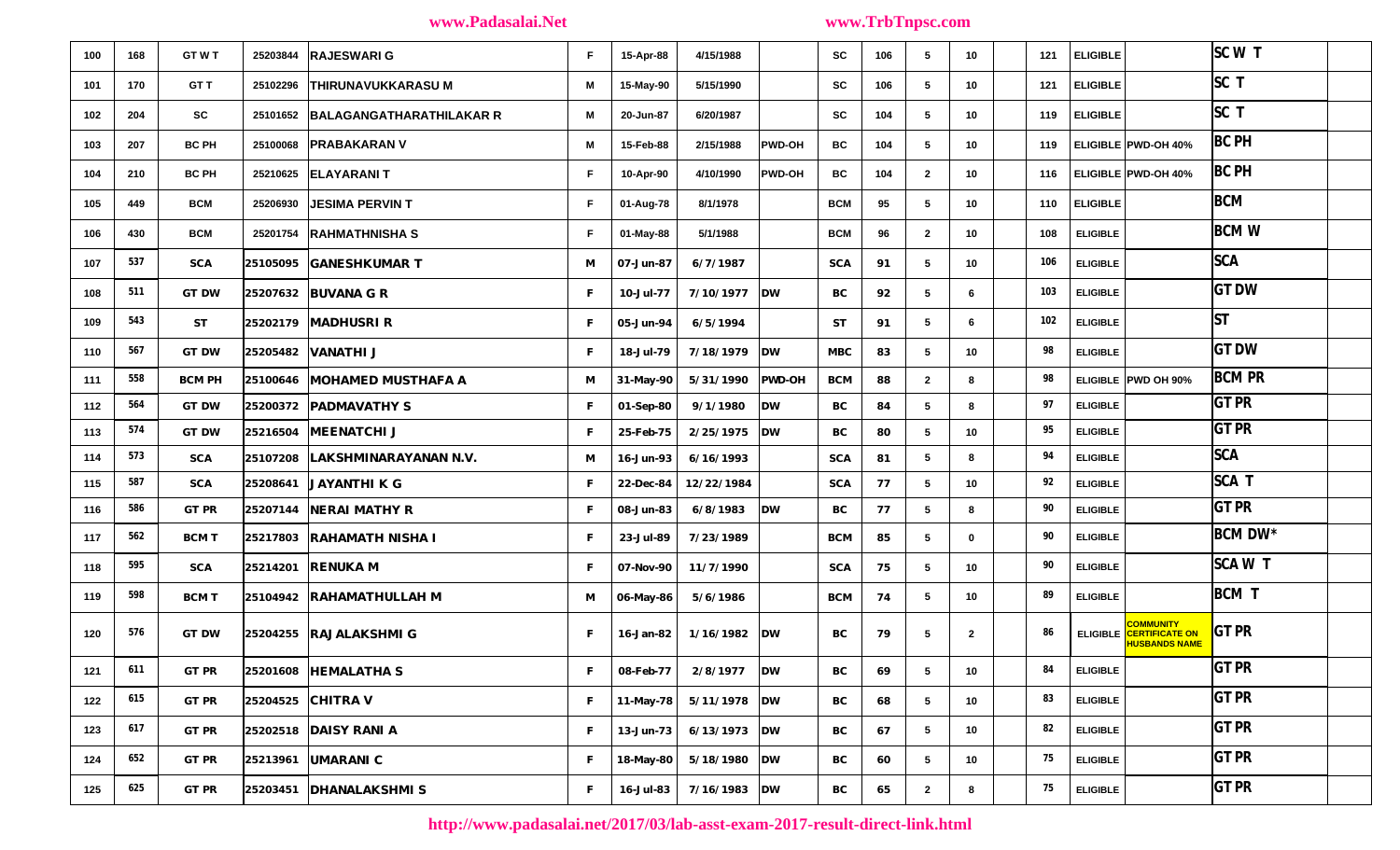| 100 | 168 | GT W T | 25203844 | RAJESWARI G | F | 15-Apr-88 | 4/15/1988 | | SC | 106 | 5 | 10 | | 121 | ELIGIBLE | | SC W T | |
|---|---|---|---|---|---|---|---|---|---|---|---|---|---|---|---|---|---|---|
| 101 | 170 | GT T | 25102296 | THIRUNAVUKKARASU M | M | 15-May-90 | 5/15/1990 | | SC | 106 | 5 | 10 | | 121 | ELIGIBLE | | SC T | |
| 102 | 204 | SC | 25101652 | BALAGANGATHARATHILAKAR R | M | 20-Jun-87 | 6/20/1987 | | SC | 104 | 5 | 10 | | 119 | ELIGIBLE | | SC T | |
| 103 | 207 | BC PH | 25100068 | PRABAKARAN V | M | 15-Feb-88 | 2/15/1988 | PWD-OH | BC | 104 | 5 | 10 | | 119 | ELIGIBLE | PWD-OH 40% | BC PH | |
| 104 | 210 | BC PH | 25210625 | ELAYARANI T | F | 10-Apr-90 | 4/10/1990 | PWD-OH | BC | 104 | 2 | 10 | | 116 | ELIGIBLE | PWD-OH 40% | BC PH | |
| 105 | 449 | BCM | 25206930 | JESIMA PERVIN T | F | 01-Aug-78 | 8/1/1978 | | BCM | 95 | 5 | 10 | | 110 | ELIGIBLE | | BCM | |
| 106 | 430 | BCM | 25201754 | RAHMATHNISHA S | F | 01-May-88 | 5/1/1988 | | BCM | 96 | 2 | 10 | | 108 | ELIGIBLE | | BCM W | |
| 107 | 537 | SCA | 25105095 | GANESHKUMAR T | M | 07-Jun-87 | 6/7/1987 | | SCA | 91 | 5 | 10 | | 106 | ELIGIBLE | | SCA | |
| 108 | 511 | GT DW | 25207632 | BUVANA G R | F | 10-Jul-77 | 7/10/1977 | DW | BC | 92 | 5 | 6 | | 103 | ELIGIBLE | | GT DW | |
| 109 | 543 | ST | 25202179 | MADHUSRI R | F | 05-Jun-94 | 6/5/1994 | | ST | 91 | 5 | 6 | | 102 | ELIGIBLE | | ST | |
| 110 | 567 | GT DW | 25205482 | VANATHI J | F | 18-Jul-79 | 7/18/1979 | DW | MBC | 83 | 5 | 10 | | 98 | ELIGIBLE | | GT DW | |
| 111 | 558 | BCM PH | 25100646 | MOHAMED MUSTHAFA A | M | 31-May-90 | 5/31/1990 | PWD-OH | BCM | 88 | 2 | 8 | | 98 | ELIGIBLE | PWD OH 90% | BCM PR | |
| 112 | 564 | GT DW | 25200372 | PADMAVATHY S | F | 01-Sep-80 | 9/1/1980 | DW | BC | 84 | 5 | 8 | | 97 | ELIGIBLE | | GT PR | |
| 113 | 574 | GT DW | 25216504 | MEENATCHI J | F | 25-Feb-75 | 2/25/1975 | DW | BC | 80 | 5 | 10 | | 95 | ELIGIBLE | | GT PR | |
| 114 | 573 | SCA | 25107208 | LAKSHMINARAYANAN N.V. | M | 16-Jun-93 | 6/16/1993 | | SCA | 81 | 5 | 8 | | 94 | ELIGIBLE | | SCA | |
| 115 | 587 | SCA | 25208641 | JAYANTHI K G | F | 22-Dec-84 | 12/22/1984 | | SCA | 77 | 5 | 10 | | 92 | ELIGIBLE | | SCA T | |
| 116 | 586 | GT PR | 25207144 | NERAI MATHY R | F | 08-Jun-83 | 6/8/1983 | DW | BC | 77 | 5 | 8 | | 90 | ELIGIBLE | | GT PR | |
| 117 | 562 | BCM T | 25217803 | RAHAMATH NISHA I | F | 23-Jul-89 | 7/23/1989 | | BCM | 85 | 5 | 0 | | 90 | ELIGIBLE | | BCM DW* | |
| 118 | 595 | SCA | 25214201 | RENUKA M | F | 07-Nov-90 | 11/7/1990 | | SCA | 75 | 5 | 10 | | 90 | ELIGIBLE | | SCA W T | |
| 119 | 598 | BCM T | 25104942 | RAHAMATHULLAH M | M | 06-May-86 | 5/6/1986 | | BCM | 74 | 5 | 10 | | 89 | ELIGIBLE | | BCM T | |
| 120 | 576 | GT DW | 25204255 | RAJALAKSHMI G | F | 16-Jan-82 | 1/16/1982 | DW | BC | 79 | 5 | 2 | | 86 | ELIGIBLE | COMMUNITY CERTIFICATE ON HUSBANDS NAME | GT PR | |
| 121 | 611 | GT PR | 25201608 | HEMALATHA S | F | 08-Feb-77 | 2/8/1977 | DW | BC | 69 | 5 | 10 | | 84 | ELIGIBLE | | GT PR | |
| 122 | 615 | GT PR | 25204525 | CHITRA V | F | 11-May-78 | 5/11/1978 | DW | BC | 68 | 5 | 10 | | 83 | ELIGIBLE | | GT PR | |
| 123 | 617 | GT PR | 25202518 | DAISY RANI A | F | 13-Jun-73 | 6/13/1973 | DW | BC | 67 | 5 | 10 | | 82 | ELIGIBLE | | GT PR | |
| 124 | 652 | GT PR | 25213961 | UMARANI C | F | 18-May-80 | 5/18/1980 | DW | BC | 60 | 5 | 10 | | 75 | ELIGIBLE | | GT PR | |
| 125 | 625 | GT PR | 25203451 | DHANALAKSHMI S | F | 16-Jul-83 | 7/16/1983 | DW | BC | 65 | 2 | 8 | | 75 | ELIGIBLE | | GT PR | |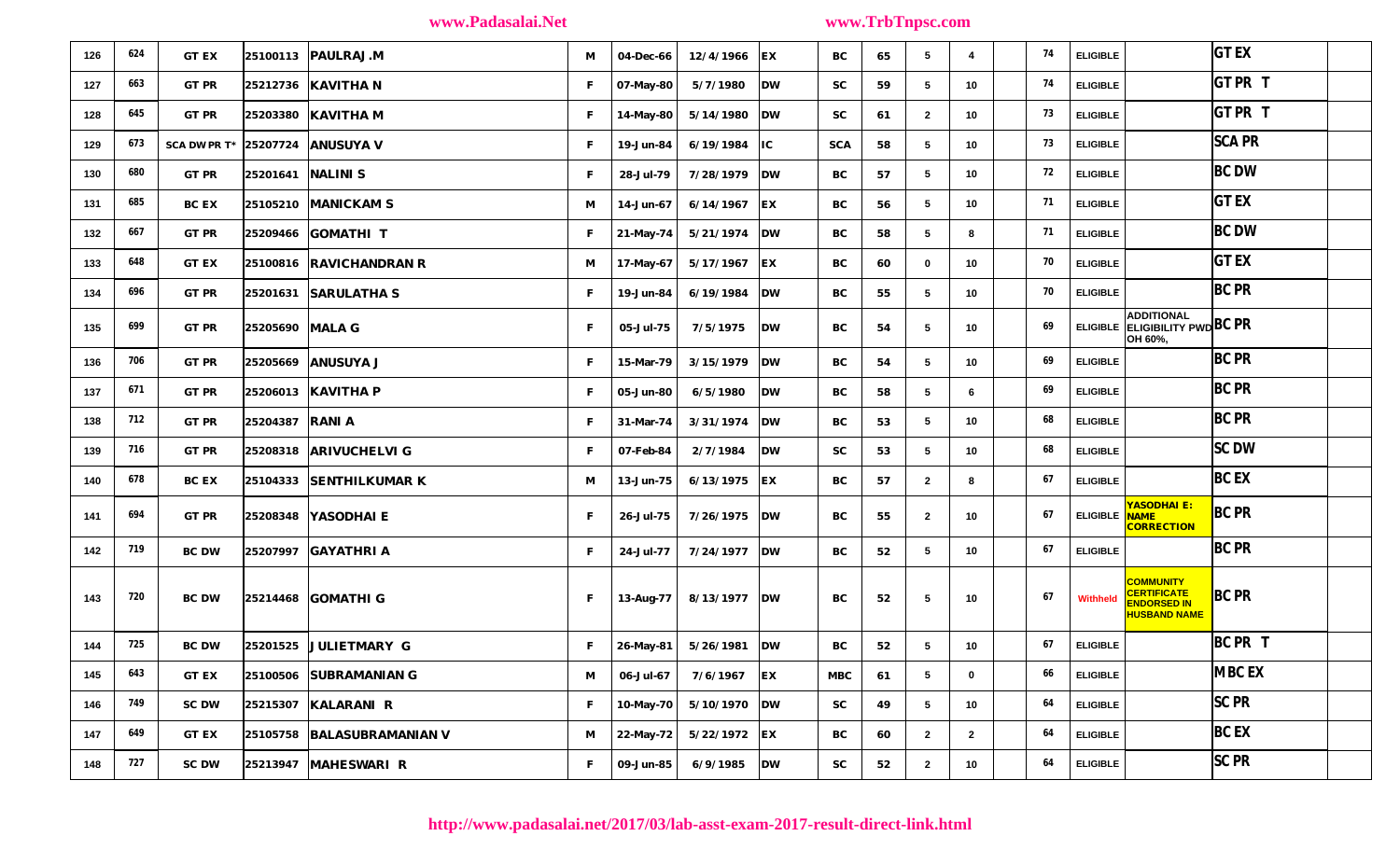| 126 | 624 | GT EX | 25100113 | PAULRAJ.M | M | 04-Dec-66 | 12/4/1966 | EX | BC | 65 | 5 | 4 | | 74 | ELIGIBLE | | GT EX | |
|---|---|---|---|---|---|---|---|---|---|---|---|---|---|---|---|---|---|---|
| 127 | 663 | GT PR | 25212736 | KAVITHA N | F | 07-May-80 | 5/7/1980 | DW | SC | 59 | 5 | 10 | | 74 | ELIGIBLE | | GT PR T | |
| 128 | 645 | GT PR | 25203380 | KAVITHA M | F | 14-May-80 | 5/14/1980 | DW | SC | 61 | 2 | 10 | | 73 | ELIGIBLE | | GT PR T | |
| 129 | 673 | SCA DW PR T* | 25207724 | ANUSUYA V | F | 19-Jun-84 | 6/19/1984 | IC | SCA | 58 | 5 | 10 | | 73 | ELIGIBLE | | SCA PR | |
| 130 | 680 | GT PR | 25201641 | NALINI S | F | 28-Jul-79 | 7/28/1979 | DW | BC | 57 | 5 | 10 | | 72 | ELIGIBLE | | BC DW | |
| 131 | 685 | BC EX | 25105210 | MANICKAM S | M | 14-Jun-67 | 6/14/1967 | EX | BC | 56 | 5 | 10 | | 71 | ELIGIBLE | | GT EX | |
| 132 | 667 | GT PR | 25209466 | GOMATHI T | F | 21-May-74 | 5/21/1974 | DW | BC | 58 | 5 | 8 | | 71 | ELIGIBLE | | BC DW | |
| 133 | 648 | GT EX | 25100816 | RAVICHANDRAN R | M | 17-May-67 | 5/17/1967 | EX | BC | 60 | 0 | 10 | | 70 | ELIGIBLE | | GT EX | |
| 134 | 696 | GT PR | 25201631 | SARULATHA S | F | 19-Jun-84 | 6/19/1984 | DW | BC | 55 | 5 | 10 | | 70 | ELIGIBLE | | BC PR | |
| 135 | 699 | GT PR | 25205690 | MALA G | F | 05-Jul-75 | 7/5/1975 | DW | BC | 54 | 5 | 10 | | 69 | ELIGIBLE | ADDITIONAL ELIGIBILITY PWD OH 60%, | BC PR | |
| 136 | 706 | GT PR | 25205669 | ANUSUYA J | F | 15-Mar-79 | 3/15/1979 | DW | BC | 54 | 5 | 10 | | 69 | ELIGIBLE | | BC PR | |
| 137 | 671 | GT PR | 25206013 | KAVITHA P | F | 05-Jun-80 | 6/5/1980 | DW | BC | 58 | 5 | 6 | | 69 | ELIGIBLE | | BC PR | |
| 138 | 712 | GT PR | 25204387 | RANI A | F | 31-Mar-74 | 3/31/1974 | DW | BC | 53 | 5 | 10 | | 68 | ELIGIBLE | | BC PR | |
| 139 | 716 | GT PR | 25208318 | ARIVUCHELVI G | F | 07-Feb-84 | 2/7/1984 | DW | SC | 53 | 5 | 10 | | 68 | ELIGIBLE | | SC DW | |
| 140 | 678 | BC EX | 25104333 | SENTHILKUMAR K | M | 13-Jun-75 | 6/13/1975 | EX | BC | 57 | 2 | 8 | | 67 | ELIGIBLE | | BC EX | |
| 141 | 694 | GT PR | 25208348 | YASODHAI E | F | 26-Jul-75 | 7/26/1975 | DW | BC | 55 | 2 | 10 | | 67 | ELIGIBLE | YASODHAI E: NAME CORRECTION | BC PR | |
| 142 | 719 | BC DW | 25207997 | GAYATHRI A | F | 24-Jul-77 | 7/24/1977 | DW | BC | 52 | 5 | 10 | | 67 | ELIGIBLE | | BC PR | |
| 143 | 720 | BC DW | 25214468 | GOMATHI G | F | 13-Aug-77 | 8/13/1977 | DW | BC | 52 | 5 | 10 | | 67 | Withheld | COMMUNITY CERTIFICATE ENDORSED IN HUSBAND NAME | BC PR | |
| 144 | 725 | BC DW | 25201525 | JULIETMARY G | F | 26-May-81 | 5/26/1981 | DW | BC | 52 | 5 | 10 | | 67 | ELIGIBLE | | BC PR T | |
| 145 | 643 | GT EX | 25100506 | SUBRAMANIAN G | M | 06-Jul-67 | 7/6/1967 | EX | MBC | 61 | 5 | 0 | | 66 | ELIGIBLE | | MBC EX | |
| 146 | 749 | SC DW | 25215307 | KALARANI R | F | 10-May-70 | 5/10/1970 | DW | SC | 49 | 5 | 10 | | 64 | ELIGIBLE | | SC PR | |
| 147 | 649 | GT EX | 25105758 | BALASUBRAMANIAN V | M | 22-May-72 | 5/22/1972 | EX | BC | 60 | 2 | 2 | | 64 | ELIGIBLE | | BC EX | |
| 148 | 727 | SC DW | 25213947 | MAHESWARI R | F | 09-Jun-85 | 6/9/1985 | DW | SC | 52 | 2 | 10 | | 64 | ELIGIBLE | | SC PR | |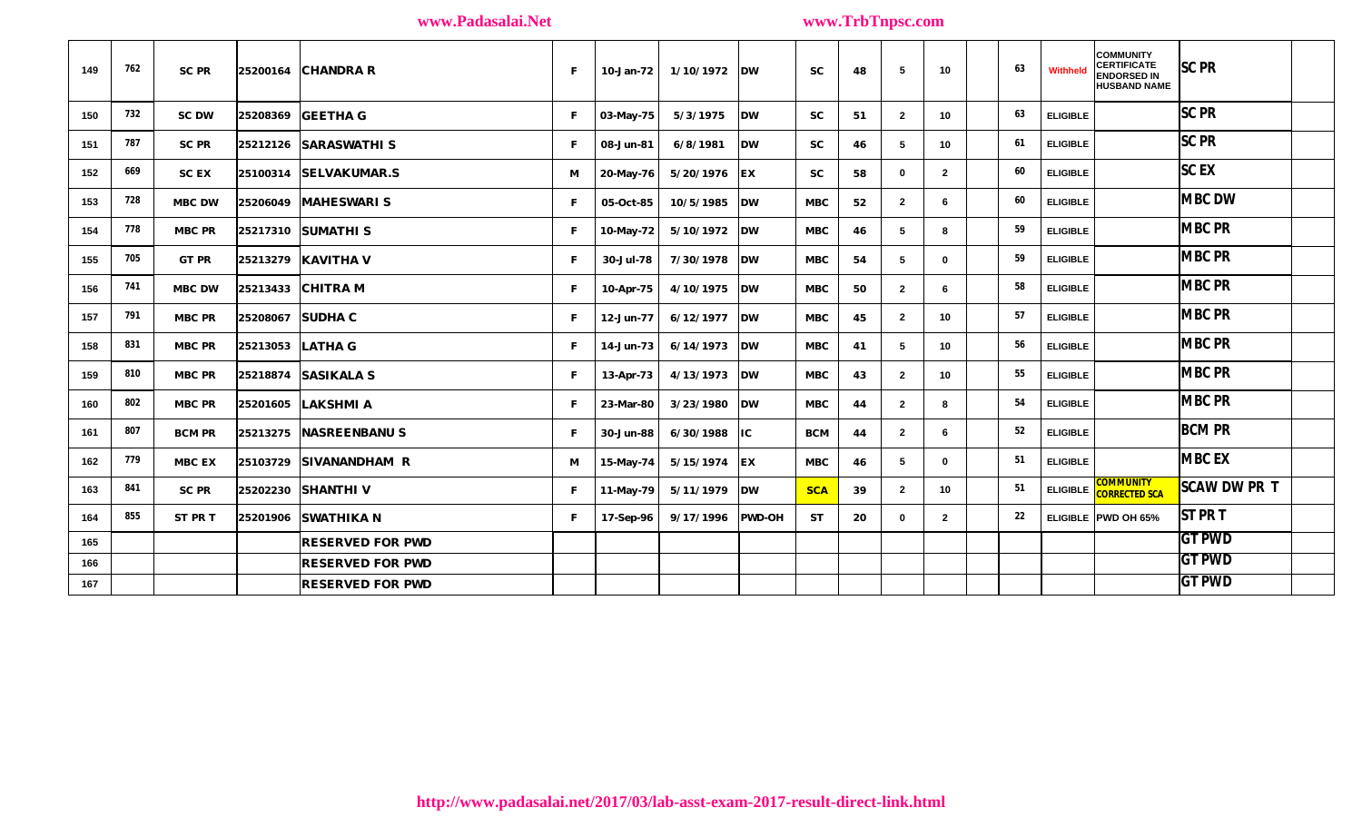| | | | | | | | | | | | | | | | | | | |
|---|---|---|---|---|---|---|---|---|---|---|---|---|---|---|---|---|---|---|
| 149 | 762 | SC PR | 25200164 | CHANDRA R | F | 10-Jan-72 | 1/10/1972 | DW | SC | 48 | 5 | 10 | | 63 | Withheld | COMMUNITY CERTIFICATE ENDORSED IN HUSBAND NAME | SC PR | |
| 150 | 732 | SC DW | 25208369 | GEETHA G | F | 03-May-75 | 5/3/1975 | DW | SC | 51 | 2 | 10 | | 63 | ELIGIBLE | | SC PR | |
| 151 | 787 | SC PR | 25212126 | SARASWATHI S | F | 08-Jun-81 | 6/8/1981 | DW | SC | 46 | 5 | 10 | | 61 | ELIGIBLE | | SC PR | |
| 152 | 669 | SC EX | 25100314 | SELVAKUMAR.S | M | 20-May-76 | 5/20/1976 | EX | SC | 58 | 0 | 2 | | 60 | ELIGIBLE | | SC EX | |
| 153 | 728 | MBC DW | 25206049 | MAHESWARI S | F | 05-Oct-85 | 10/5/1985 | DW | MBC | 52 | 2 | 6 | | 60 | ELIGIBLE | | MBC DW | |
| 154 | 778 | MBC PR | 25217310 | SUMATHI S | F | 10-May-72 | 5/10/1972 | DW | MBC | 46 | 5 | 8 | | 59 | ELIGIBLE | | MBC PR | |
| 155 | 705 | GT PR | 25213279 | KAVITHA V | F | 30-Jul-78 | 7/30/1978 | DW | MBC | 54 | 5 | 0 | | 59 | ELIGIBLE | | MBC PR | |
| 156 | 741 | MBC DW | 25213433 | CHITRA M | F | 10-Apr-75 | 4/10/1975 | DW | MBC | 50 | 2 | 6 | | 58 | ELIGIBLE | | MBC PR | |
| 157 | 791 | MBC PR | 25208067 | SUDHA C | F | 12-Jun-77 | 6/12/1977 | DW | MBC | 45 | 2 | 10 | | 57 | ELIGIBLE | | MBC PR | |
| 158 | 831 | MBC PR | 25213053 | LATHA G | F | 14-Jun-73 | 6/14/1973 | DW | MBC | 41 | 5 | 10 | | 56 | ELIGIBLE | | MBC PR | |
| 159 | 810 | MBC PR | 25218874 | SASIKALA S | F | 13-Apr-73 | 4/13/1973 | DW | MBC | 43 | 2 | 10 | | 55 | ELIGIBLE | | MBC PR | |
| 160 | 802 | MBC PR | 25201605 | LAKSHMI A | F | 23-Mar-80 | 3/23/1980 | DW | MBC | 44 | 2 | 8 | | 54 | ELIGIBLE | | MBC PR | |
| 161 | 807 | BCM PR | 25213275 | NASREENBANU S | F | 30-Jun-88 | 6/30/1988 | IC | BCM | 44 | 2 | 6 | | 52 | ELIGIBLE | | BCM PR | |
| 162 | 779 | MBC EX | 25103729 | SIVANANDHAM R | M | 15-May-74 | 5/15/1974 | EX | MBC | 46 | 5 | 0 | | 51 | ELIGIBLE | | MBC EX | |
| 163 | 841 | SC PR | 25202230 | SHANTHI V | F | 11-May-79 | 5/11/1979 | DW | SCA | 39 | 2 | 10 | | 51 | ELIGIBLE | COMMUNITY CORRECTED SCA | SCAW DW PR T | |
| 164 | 855 | ST PR T | 25201906 | SWATHIKA N | F | 17-Sep-96 | 9/17/1996 | PWD-OH | ST | 20 | 0 | 2 | | 22 | ELIGIBLE | PWD OH 65% | ST PR T | |
| 165 | | | | RESERVED FOR PWD | | | | | | | | | | | | | GT PWD | |
| 166 | | | | RESERVED FOR PWD | | | | | | | | | | | | | GT PWD | |
| 167 | | | | RESERVED FOR PWD | | | | | | | | | | | | | GT PWD | |